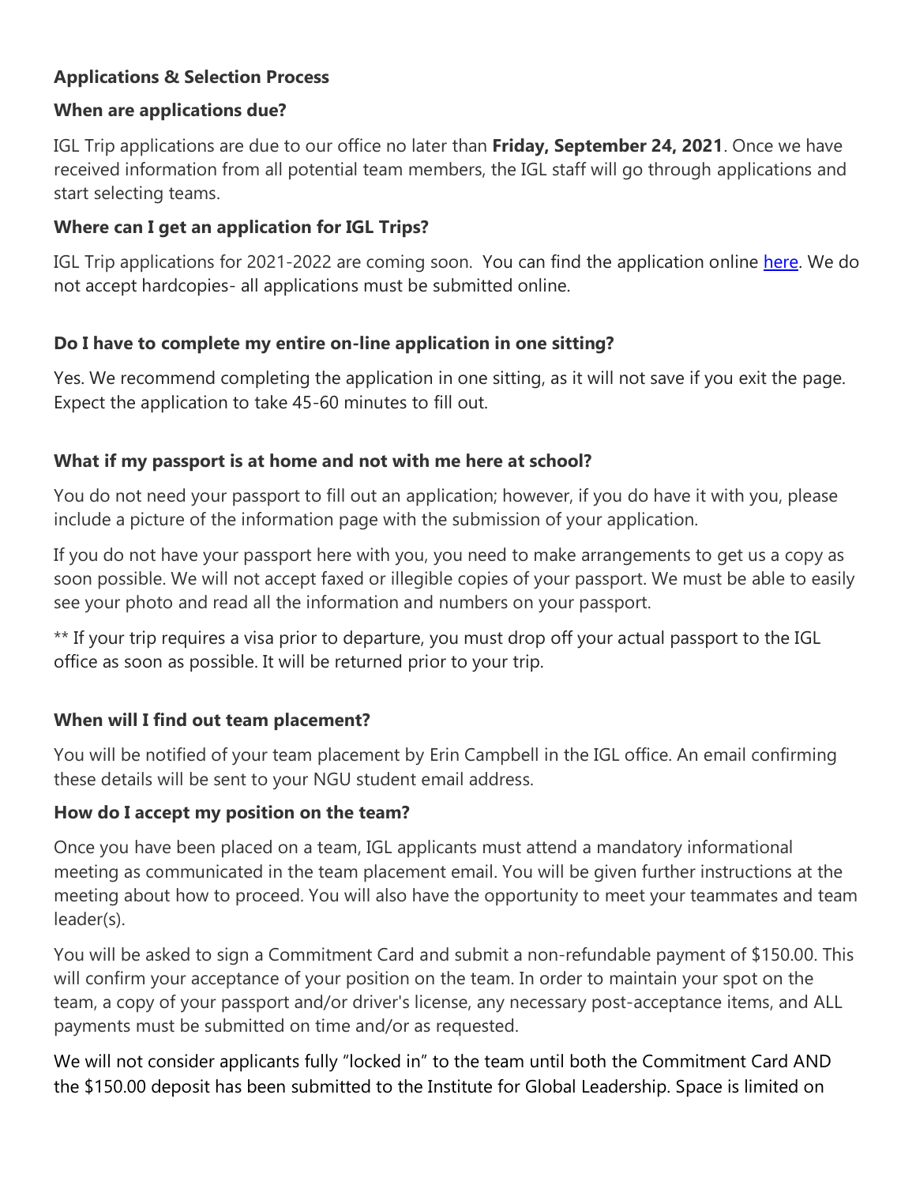**Applications & Selection Process**

**When are applications due?**

IGL Trip applications are due to our office no later than **Friday, September 24, 2021**. Once we have received information from all potential team members, the IGL staff will go through applications and start selecting teams.

**Where can I get an application for IGL Trips?**

IGL Trip applications for 2021-2022 are coming soon. You can find the application online [here](). We do not accept hardcopies- all applications must be submitted online.

**Do I have to complete my entire on-line application in one sitting?**

Yes. We recommend completing the application in one sitting, as it will not save if you exit the page. Expect the application to take 45-60 minutes to fill out.

**What if my passport is at home and not with me here at school?**

You do not need your passport to fill out an application; however, if you do have it with you, please include a picture of the information page with the submission of your application.

If you do not have your passport here with you, you need to make arrangements to get us a copy as soon possible. We will not accept faxed or illegible copies of your passport. We must be able to easily see your photo and read all the information and numbers on your passport.

** If your trip requires a visa prior to departure, you must drop off your actual passport to the IGL office as soon as possible. It will be returned prior to your trip.

**When will I find out team placement?**

You will be notified of your team placement by Erin Campbell in the IGL office. An email confirming these details will be sent to your NGU student email address.

**How do I accept my position on the team?**

Once you have been placed on a team, IGL applicants must attend a mandatory informational meeting as communicated in the team placement email. You will be given further instructions at the meeting about how to proceed. You will also have the opportunity to meet your teammates and team leader(s).

You will be asked to sign a Commitment Card and submit a non-refundable payment of $150.00. This will confirm your acceptance of your position on the team. In order to maintain your spot on the team, a copy of your passport and/or driver's license, any necessary post-acceptance items, and ALL payments must be submitted on time and/or as requested.

We will not consider applicants fully "locked in" to the team until both the Commitment Card AND the $150.00 deposit has been submitted to the Institute for Global Leadership. Space is limited on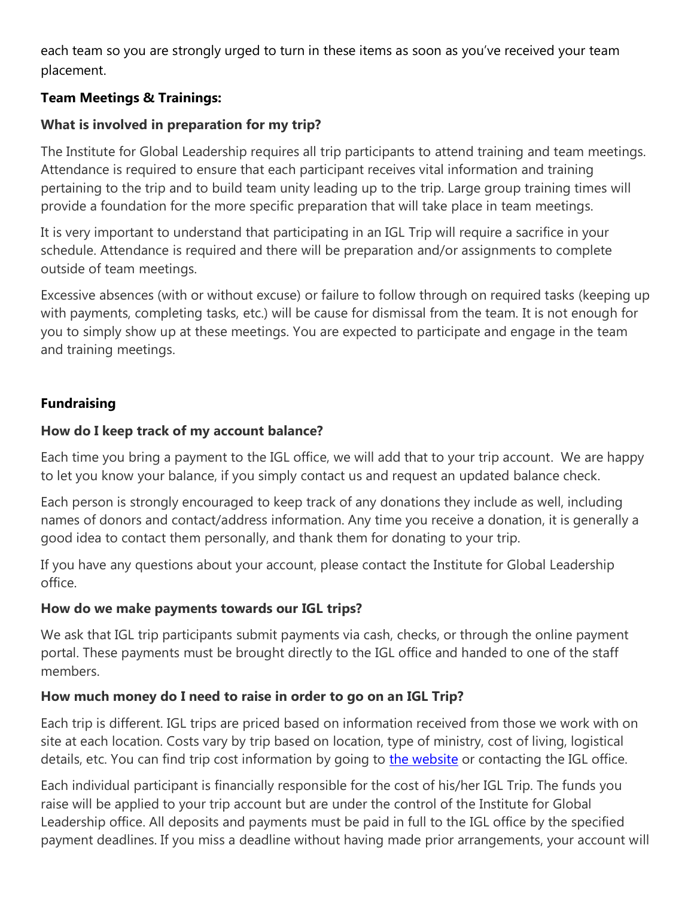each team so you are strongly urged to turn in these items as soon as you've received your team placement.

### Team Meetings & Trainings:

**What is involved in preparation for my trip?**

The Institute for Global Leadership requires all trip participants to attend training and team meetings. Attendance is required to ensure that each participant receives vital information and training pertaining to the trip and to build team unity leading up to the trip. Large group training times will provide a foundation for the more specific preparation that will take place in team meetings.

It is very important to understand that participating in an IGL Trip will require a sacrifice in your schedule. Attendance is required and there will be preparation and/or assignments to complete outside of team meetings.

Excessive absences (with or without excuse) or failure to follow through on required tasks (keeping up with payments, completing tasks, etc.) will be cause for dismissal from the team. It is not enough for you to simply show up at these meetings. You are expected to participate and engage in the team and training meetings.

### Fundraising

**How do I keep track of my account balance?**

Each time you bring a payment to the IGL office, we will add that to your trip account. We are happy to let you know your balance, if you simply contact us and request an updated balance check.

Each person is strongly encouraged to keep track of any donations they include as well, including names of donors and contact/address information. Any time you receive a donation, it is generally a good idea to contact them personally, and thank them for donating to your trip.

If you have any questions about your account, please contact the Institute for Global Leadership office.

**How do we make payments towards our IGL trips?**

We ask that IGL trip participants submit payments via cash, checks, or through the online payment portal. These payments must be brought directly to the IGL office and handed to one of the staff members.

**How much money do I need to raise in order to go on an IGL Trip?**

Each trip is different. IGL trips are priced based on information received from those we work with on site at each location. Costs vary by trip based on location, type of ministry, cost of living, logistical details, etc. You can find trip cost information by going to the website or contacting the IGL office.

Each individual participant is financially responsible for the cost of his/her IGL Trip. The funds you raise will be applied to your trip account but are under the control of the Institute for Global Leadership office. All deposits and payments must be paid in full to the IGL office by the specified payment deadlines. If you miss a deadline without having made prior arrangements, your account will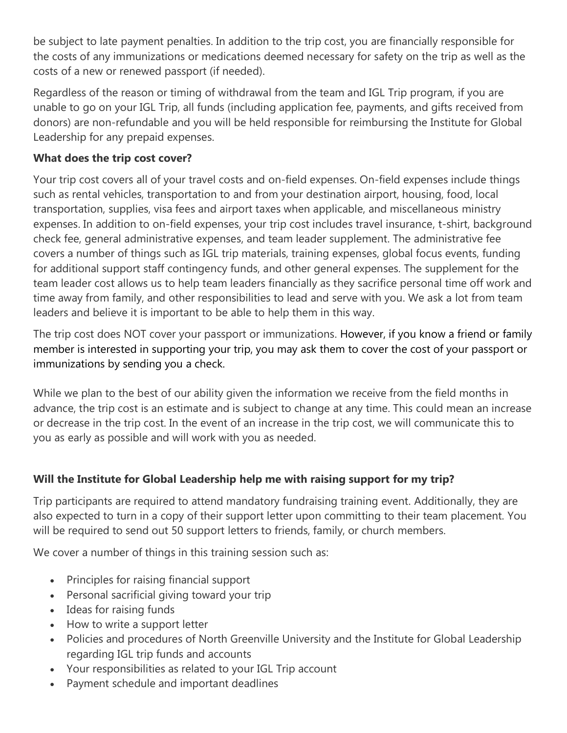be subject to late payment penalties. In addition to the trip cost, you are financially responsible for the costs of any immunizations or medications deemed necessary for safety on the trip as well as the costs of a new or renewed passport (if needed).

Regardless of the reason or timing of withdrawal from the team and IGL Trip program, if you are unable to go on your IGL Trip, all funds (including application fee, payments, and gifts received from donors) are non-refundable and you will be held responsible for reimbursing the Institute for Global Leadership for any prepaid expenses.

**What does the trip cost cover?**

Your trip cost covers all of your travel costs and on-field expenses. On-field expenses include things such as rental vehicles, transportation to and from your destination airport, housing, food, local transportation, supplies, visa fees and airport taxes when applicable, and miscellaneous ministry expenses. In addition to on-field expenses, your trip cost includes travel insurance, t-shirt, background check fee, general administrative expenses, and team leader supplement. The administrative fee covers a number of things such as IGL trip materials, training expenses, global focus events, funding for additional support staff contingency funds, and other general expenses. The supplement for the team leader cost allows us to help team leaders financially as they sacrifice personal time off work and time away from family, and other responsibilities to lead and serve with you. We ask a lot from team leaders and believe it is important to be able to help them in this way.

The trip cost does NOT cover your passport or immunizations. However, if you know a friend or family member is interested in supporting your trip, you may ask them to cover the cost of your passport or immunizations by sending you a check.

While we plan to the best of our ability given the information we receive from the field months in advance, the trip cost is an estimate and is subject to change at any time. This could mean an increase or decrease in the trip cost. In the event of an increase in the trip cost, we will communicate this to you as early as possible and will work with you as needed.

**Will the Institute for Global Leadership help me with raising support for my trip?**

Trip participants are required to attend mandatory fundraising training event. Additionally, they are also expected to turn in a copy of their support letter upon committing to their team placement. You will be required to send out 50 support letters to friends, family, or church members.

We cover a number of things in this training session such as:

- Principles for raising financial support
- Personal sacrificial giving toward your trip
- Ideas for raising funds
- How to write a support letter
- Policies and procedures of North Greenville University and the Institute for Global Leadership regarding IGL trip funds and accounts
- Your responsibilities as related to your IGL Trip account
- Payment schedule and important deadlines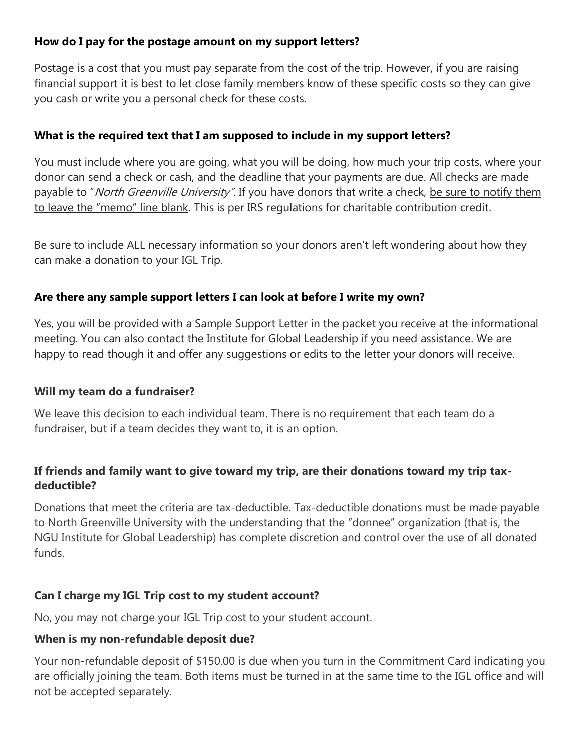**How do I pay for the postage amount on my support letters?**

Postage is a cost that you must pay separate from the cost of the trip. However, if you are raising financial support it is best to let close family members know of these specific costs so they can give you cash or write you a personal check for these costs.

**What is the required text that I am supposed to include in my support letters?**

You must include where you are going, what you will be doing, how much your trip costs, where your donor can send a check or cash, and the deadline that your payments are due. All checks are made payable to "*North Greenville University".* If you have donors that write a check, <u>be sure to notify them to leave the "memo" line blank</u>. This is per IRS regulations for charitable contribution credit.

Be sure to include ALL necessary information so your donors aren't left wondering about how they can make a donation to your IGL Trip.

**Are there any sample support letters I can look at before I write my own?**

Yes, you will be provided with a Sample Support Letter in the packet you receive at the informational meeting. You can also contact the Institute for Global Leadership if you need assistance. We are happy to read though it and offer any suggestions or edits to the letter your donors will receive.

**Will my team do a fundraiser?**

We leave this decision to each individual team. There is no requirement that each team do a fundraiser, but if a team decides they want to, it is an option.

**If friends and family want to give toward my trip, are their donations toward my trip tax-deductible?**

Donations that meet the criteria are tax-deductible. Tax-deductible donations must be made payable to North Greenville University with the understanding that the "donnee" organization (that is, the NGU Institute for Global Leadership) has complete discretion and control over the use of all donated funds.

**Can I charge my IGL Trip cost to my student account?**

No, you may not charge your IGL Trip cost to your student account.

**When is my non-refundable deposit due?**

Your non-refundable deposit of $150.00 is due when you turn in the Commitment Card indicating you are officially joining the team. Both items must be turned in at the same time to the IGL office and will not be accepted separately.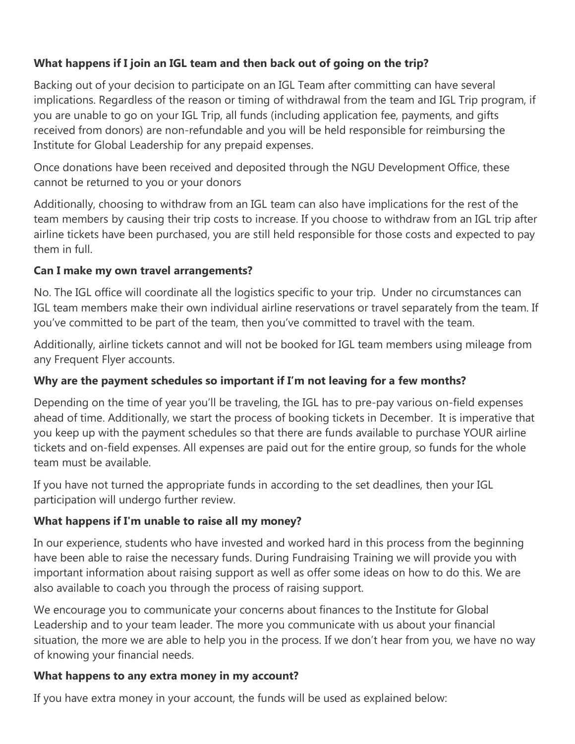**What happens if I join an IGL team and then back out of going on the trip?**

Backing out of your decision to participate on an IGL Team after committing can have several implications. Regardless of the reason or timing of withdrawal from the team and IGL Trip program, if you are unable to go on your IGL Trip, all funds (including application fee, payments, and gifts received from donors) are non-refundable and you will be held responsible for reimbursing the Institute for Global Leadership for any prepaid expenses.

Once donations have been received and deposited through the NGU Development Office, these cannot be returned to you or your donors

Additionally, choosing to withdraw from an IGL team can also have implications for the rest of the team members by causing their trip costs to increase. If you choose to withdraw from an IGL trip after airline tickets have been purchased, you are still held responsible for those costs and expected to pay them in full.

**Can I make my own travel arrangements?**

No. The IGL office will coordinate all the logistics specific to your trip. Under no circumstances can IGL team members make their own individual airline reservations or travel separately from the team. If you've committed to be part of the team, then you've committed to travel with the team.

Additionally, airline tickets cannot and will not be booked for IGL team members using mileage from any Frequent Flyer accounts.

**Why are the payment schedules so important if I'm not leaving for a few months?**

Depending on the time of year you'll be traveling, the IGL has to pre-pay various on-field expenses ahead of time. Additionally, we start the process of booking tickets in December. It is imperative that you keep up with the payment schedules so that there are funds available to purchase YOUR airline tickets and on-field expenses. All expenses are paid out for the entire group, so funds for the whole team must be available.

If you have not turned the appropriate funds in according to the set deadlines, then your IGL participation will undergo further review.

**What happens if I'm unable to raise all my money?**

In our experience, students who have invested and worked hard in this process from the beginning have been able to raise the necessary funds. During Fundraising Training we will provide you with important information about raising support as well as offer some ideas on how to do this. We are also available to coach you through the process of raising support.

We encourage you to communicate your concerns about finances to the Institute for Global Leadership and to your team leader. The more you communicate with us about your financial situation, the more we are able to help you in the process. If we don't hear from you, we have no way of knowing your financial needs.

**What happens to any extra money in my account?**

If you have extra money in your account, the funds will be used as explained below: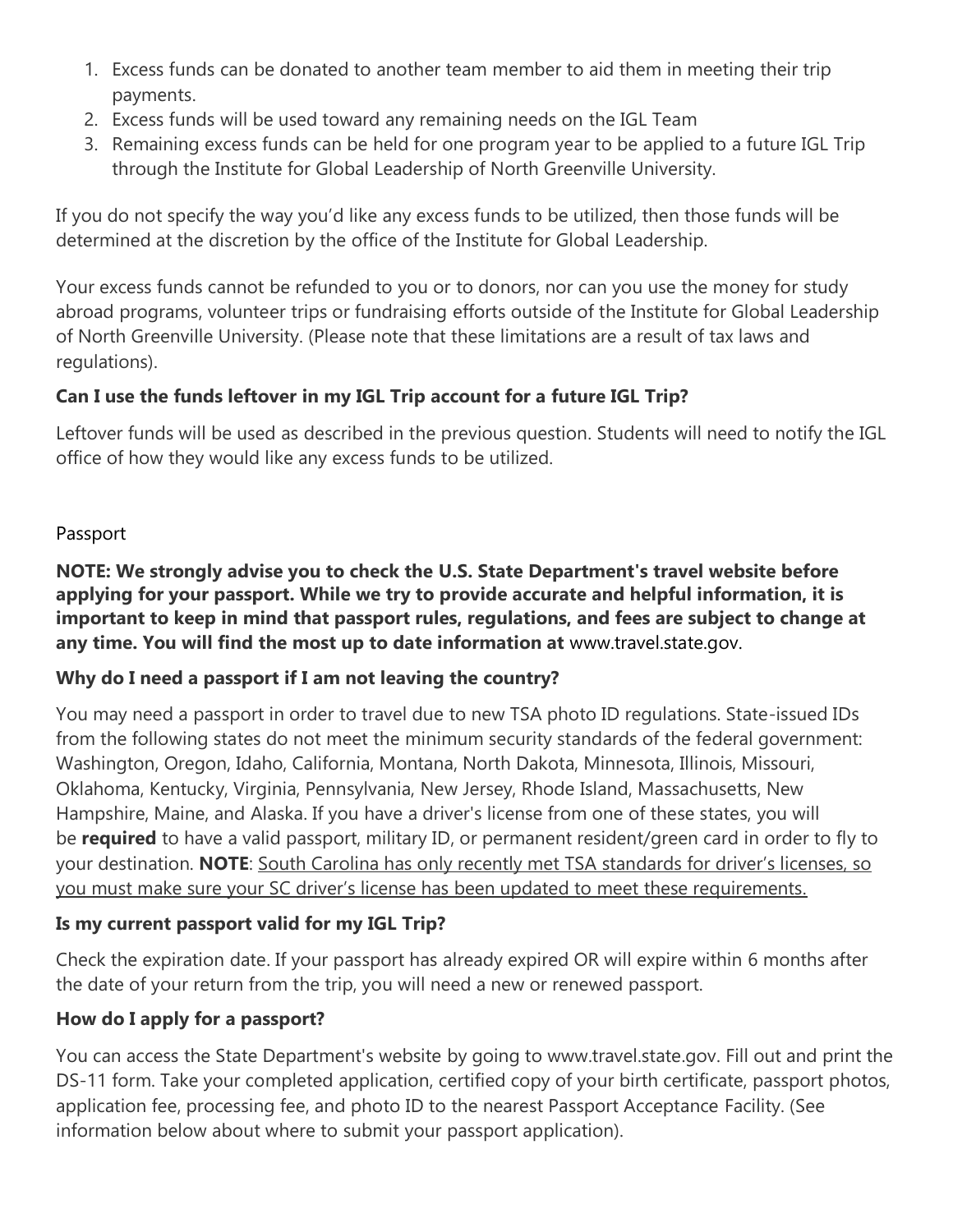1. Excess funds can be donated to another team member to aid them in meeting their trip payments.
2. Excess funds will be used toward any remaining needs on the IGL Team
3. Remaining excess funds can be held for one program year to be applied to a future IGL Trip through the Institute for Global Leadership of North Greenville University.

If you do not specify the way you'd like any excess funds to be utilized, then those funds will be determined at the discretion by the office of the Institute for Global Leadership.

Your excess funds cannot be refunded to you or to donors, nor can you use the money for study abroad programs, volunteer trips or fundraising efforts outside of the Institute for Global Leadership of North Greenville University. (Please note that these limitations are a result of tax laws and regulations).

### Can I use the funds leftover in my IGL Trip account for a future IGL Trip?

Leftover funds will be used as described in the previous question. Students will need to notify the IGL office of how they would like any excess funds to be utilized.

## Passport

**NOTE: We strongly advise you to check the U.S. State Department's travel website before applying for your passport. While we try to provide accurate and helpful information, it is important to keep in mind that passport rules, regulations, and fees are subject to change at any time. You will find the most up to date information at** www.travel.state.gov.

### Why do I need a passport if I am not leaving the country?

You may need a passport in order to travel due to new TSA photo ID regulations. State-issued IDs from the following states do not meet the minimum security standards of the federal government: Washington, Oregon, Idaho, California, Montana, North Dakota, Minnesota, Illinois, Missouri, Oklahoma, Kentucky, Virginia, Pennsylvania, New Jersey, Rhode Island, Massachusetts, New Hampshire, Maine, and Alaska. If you have a driver's license from one of these states, you will be **required** to have a valid passport, military ID, or permanent resident/green card in order to fly to your destination. **NOTE**: South Carolina has only recently met TSA standards for driver's licenses, so you must make sure your SC driver's license has been updated to meet these requirements.

### Is my current passport valid for my IGL Trip?

Check the expiration date. If your passport has already expired OR will expire within 6 months after the date of your return from the trip, you will need a new or renewed passport.

### How do I apply for a passport?

You can access the State Department's website by going to www.travel.state.gov. Fill out and print the DS-11 form. Take your completed application, certified copy of your birth certificate, passport photos, application fee, processing fee, and photo ID to the nearest Passport Acceptance Facility. (See information below about where to submit your passport application).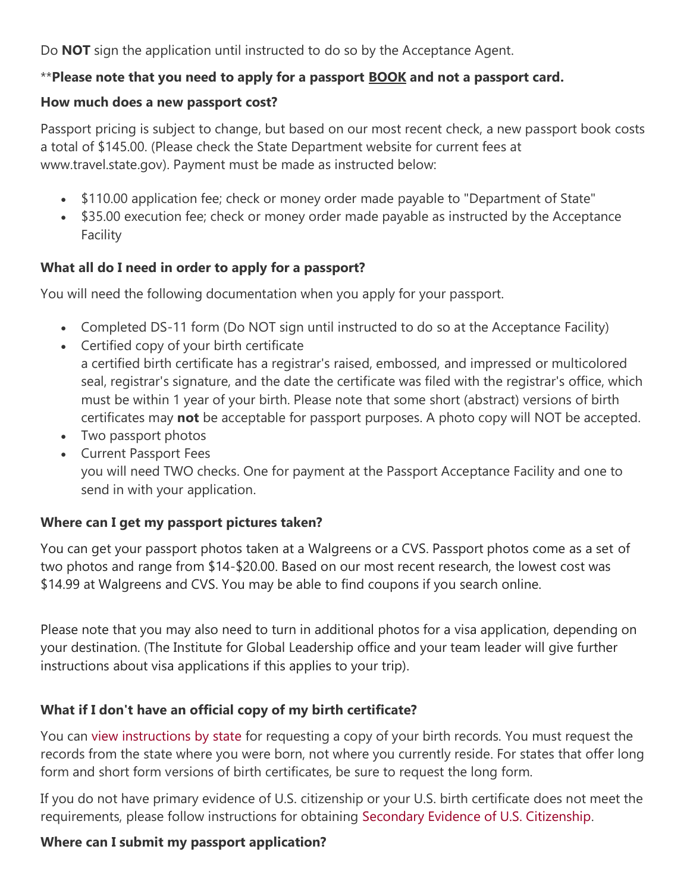Do **NOT** sign the application until instructed to do so by the Acceptance Agent.

**Please note that you need to apply for a passport BOOK and not a passport card.**

**How much does a new passport cost?**

Passport pricing is subject to change, but based on our most recent check, a new passport book costs a total of $145.00. (Please check the State Department website for current fees at www.travel.state.gov). Payment must be made as instructed below:

- $110.00 application fee; check or money order made payable to "Department of State"
- $35.00 execution fee; check or money order made payable as instructed by the Acceptance Facility

**What all do I need in order to apply for a passport?**

You will need the following documentation when you apply for your passport.

- Completed DS-11 form (Do NOT sign until instructed to do so at the Acceptance Facility)
- Certified copy of your birth certificate
  a certified birth certificate has a registrar's raised, embossed, and impressed or multicolored seal, registrar's signature, and the date the certificate was filed with the registrar's office, which must be within 1 year of your birth. Please note that some short (abstract) versions of birth certificates may **not** be acceptable for passport purposes. A photo copy will NOT be accepted.
- Two passport photos
- Current Passport Fees
  you will need TWO checks. One for payment at the Passport Acceptance Facility and one to send in with your application.

**Where can I get my passport pictures taken?**

You can get your passport photos taken at a Walgreens or a CVS. Passport photos come as a set of two photos and range from $14-$20.00. Based on our most recent research, the lowest cost was $14.99 at Walgreens and CVS. You may be able to find coupons if you search online.

Please note that you may also need to turn in additional photos for a visa application, depending on your destination. (The Institute for Global Leadership office and your team leader will give further instructions about visa applications if this applies to your trip).

**What if I don't have an official copy of my birth certificate?**

You can view instructions by state for requesting a copy of your birth records. You must request the records from the state where you were born, not where you currently reside. For states that offer long form and short form versions of birth certificates, be sure to request the long form.

If you do not have primary evidence of U.S. citizenship or your U.S. birth certificate does not meet the requirements, please follow instructions for obtaining Secondary Evidence of U.S. Citizenship.

**Where can I submit my passport application?**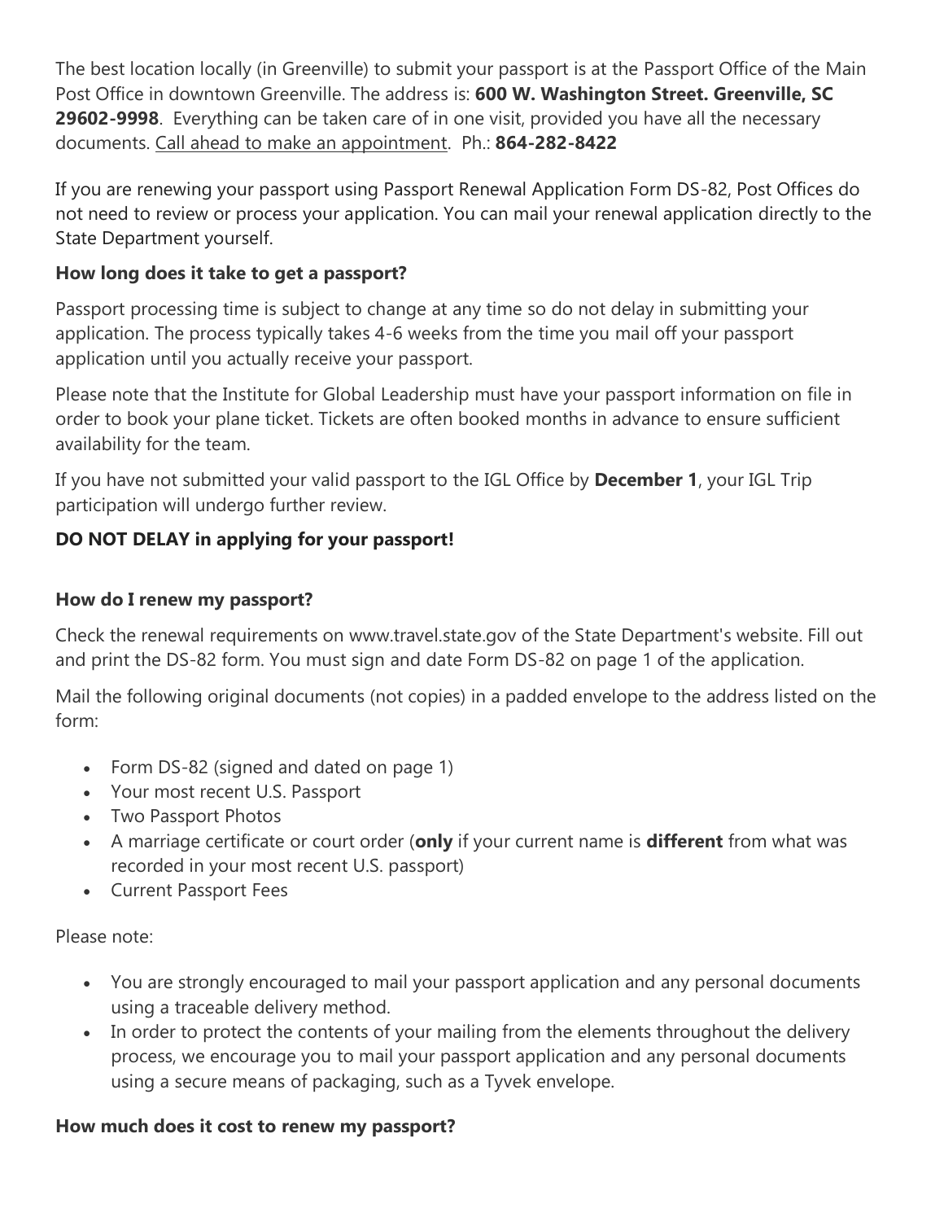The best location locally (in Greenville) to submit your passport is at the Passport Office of the Main Post Office in downtown Greenville. The address is: **600 W. Washington Street. Greenville, SC 29602-9998**. Everything can be taken care of in one visit, provided you have all the necessary documents. Call ahead to make an appointment. Ph.: **864-282-8422**

If you are renewing your passport using Passport Renewal Application Form DS-82, Post Offices do not need to review or process your application. You can mail your renewal application directly to the State Department yourself.

**How long does it take to get a passport?**

Passport processing time is subject to change at any time so do not delay in submitting your application. The process typically takes 4-6 weeks from the time you mail off your passport application until you actually receive your passport.

Please note that the Institute for Global Leadership must have your passport information on file in order to book your plane ticket. Tickets are often booked months in advance to ensure sufficient availability for the team.

If you have not submitted your valid passport to the IGL Office by **December 1**, your IGL Trip participation will undergo further review.

**DO NOT DELAY in applying for your passport!**

**How do I renew my passport?**

Check the renewal requirements on www.travel.state.gov of the State Department's website. Fill out and print the DS-82 form. You must sign and date Form DS-82 on page 1 of the application.

Mail the following original documents (not copies) in a padded envelope to the address listed on the form:

- Form DS-82 (signed and dated on page 1)
- Your most recent U.S. Passport
- Two Passport Photos
- A marriage certificate or court order (**only** if your current name is **different** from what was recorded in your most recent U.S. passport)
- Current Passport Fees

Please note:

- You are strongly encouraged to mail your passport application and any personal documents using a traceable delivery method.
- In order to protect the contents of your mailing from the elements throughout the delivery process, we encourage you to mail your passport application and any personal documents using a secure means of packaging, such as a Tyvek envelope.

**How much does it cost to renew my passport?**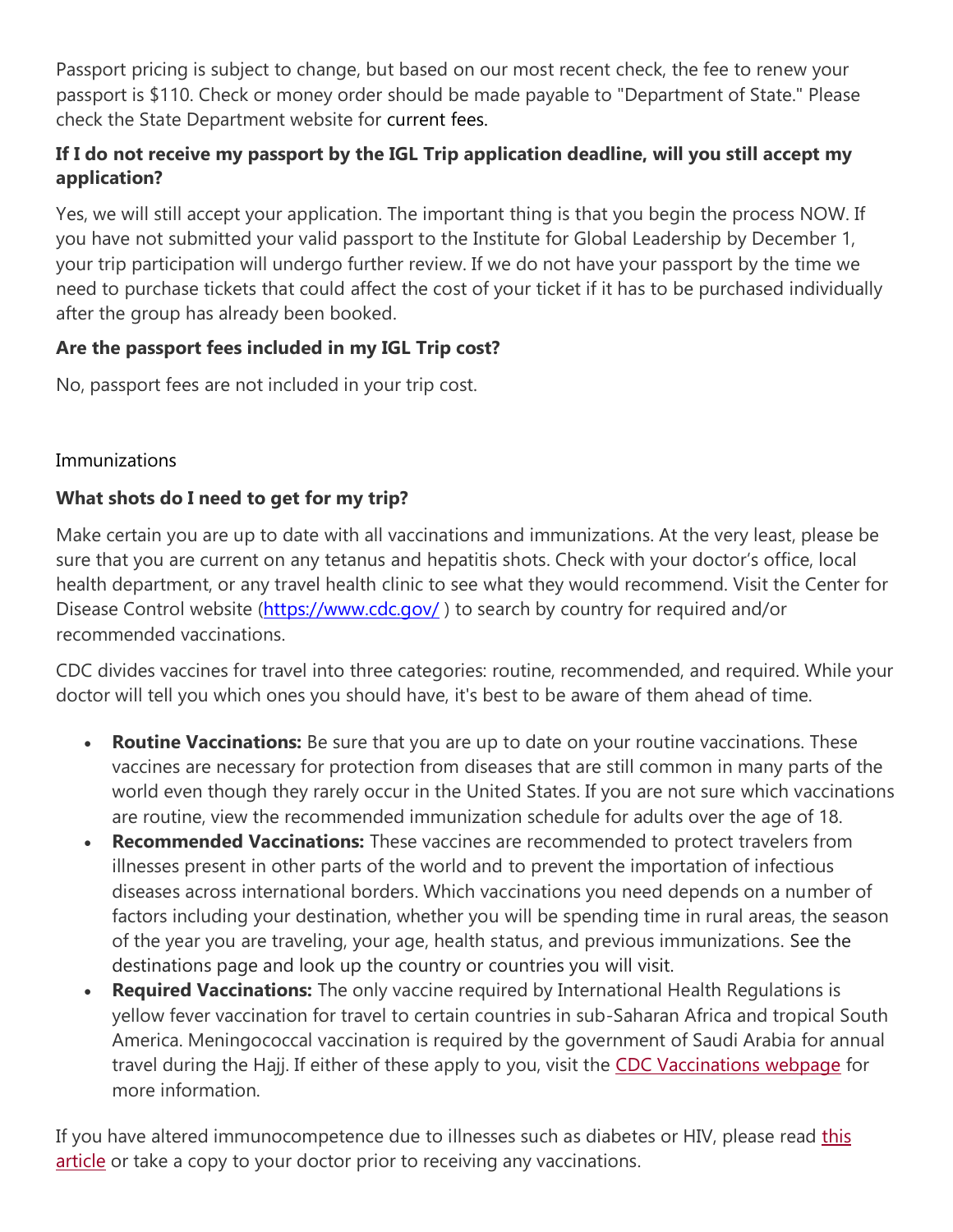Passport pricing is subject to change, but based on our most recent check, the fee to renew your passport is $110. Check or money order should be made payable to "Department of State." Please check the State Department website for current fees.

**If I do not receive my passport by the IGL Trip application deadline, will you still accept my application?**

Yes, we will still accept your application. The important thing is that you begin the process NOW. If you have not submitted your valid passport to the Institute for Global Leadership by December 1, your trip participation will undergo further review. If we do not have your passport by the time we need to purchase tickets that could affect the cost of your ticket if it has to be purchased individually after the group has already been booked.

**Are the passport fees included in my IGL Trip cost?**

No, passport fees are not included in your trip cost.

## Immunizations

**What shots do I need to get for my trip?**

Make certain you are up to date with all vaccinations and immunizations. At the very least, please be sure that you are current on any tetanus and hepatitis shots. Check with your doctor's office, local health department, or any travel health clinic to see what they would recommend. Visit the Center for Disease Control website (https://www.cdc.gov/ ) to search by country for required and/or recommended vaccinations.

CDC divides vaccines for travel into three categories: routine, recommended, and required. While your doctor will tell you which ones you should have, it's best to be aware of them ahead of time.

- **Routine Vaccinations:** Be sure that you are up to date on your routine vaccinations. These vaccines are necessary for protection from diseases that are still common in many parts of the world even though they rarely occur in the United States. If you are not sure which vaccinations are routine, view the recommended immunization schedule for adults over the age of 18.
- **Recommended Vaccinations:** These vaccines are recommended to protect travelers from illnesses present in other parts of the world and to prevent the importation of infectious diseases across international borders. Which vaccinations you need depends on a number of factors including your destination, whether you will be spending time in rural areas, the season of the year you are traveling, your age, health status, and previous immunizations. See the destinations page and look up the country or countries you will visit.
- **Required Vaccinations:** The only vaccine required by International Health Regulations is yellow fever vaccination for travel to certain countries in sub-Saharan Africa and tropical South America. Meningococcal vaccination is required by the government of Saudi Arabia for annual travel during the Hajj. If either of these apply to you, visit the CDC Vaccinations webpage for more information.

If you have altered immunocompetence due to illnesses such as diabetes or HIV, please read this article or take a copy to your doctor prior to receiving any vaccinations.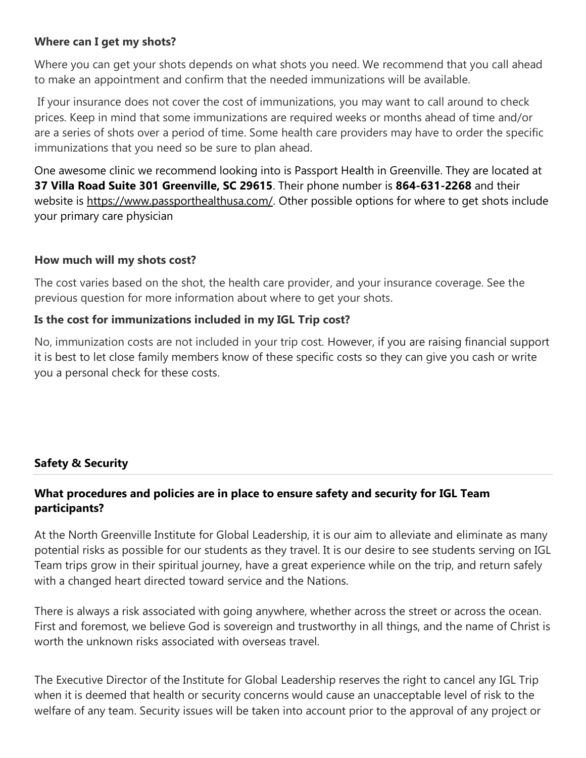**Where can I get my shots?**

Where you can get your shots depends on what shots you need. We recommend that you call ahead to make an appointment and confirm that the needed immunizations will be available.

If your insurance does not cover the cost of immunizations, you may want to call around to check prices. Keep in mind that some immunizations are required weeks or months ahead of time and/or are a series of shots over a period of time. Some health care providers may have to order the specific immunizations that you need so be sure to plan ahead.

One awesome clinic we recommend looking into is Passport Health in Greenville. They are located at **37 Villa Road Suite 301 Greenville, SC 29615**. Their phone number is **864-631-2268** and their website is https://www.passporthealthusa.com/. Other possible options for where to get shots include your primary care physician

**How much will my shots cost?**

The cost varies based on the shot, the health care provider, and your insurance coverage. See the previous question for more information about where to get your shots.

**Is the cost for immunizations included in my IGL Trip cost?**

No, immunization costs are not included in your trip cost. However, if you are raising financial support it is best to let close family members know of these specific costs so they can give you cash or write you a personal check for these costs.

## Safety & Security

**What procedures and policies are in place to ensure safety and security for IGL Team participants?**

At the North Greenville Institute for Global Leadership, it is our aim to alleviate and eliminate as many potential risks as possible for our students as they travel. It is our desire to see students serving on IGL Team trips grow in their spiritual journey, have a great experience while on the trip, and return safely with a changed heart directed toward service and the Nations.

There is always a risk associated with going anywhere, whether across the street or across the ocean. First and foremost, we believe God is sovereign and trustworthy in all things, and the name of Christ is worth the unknown risks associated with overseas travel.

The Executive Director of the Institute for Global Leadership reserves the right to cancel any IGL Trip when it is deemed that health or security concerns would cause an unacceptable level of risk to the welfare of any team. Security issues will be taken into account prior to the approval of any project or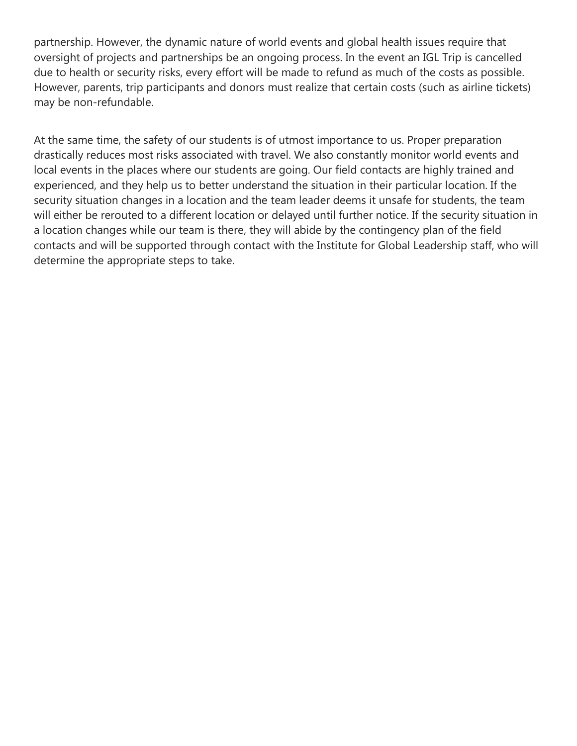partnership. However, the dynamic nature of world events and global health issues require that oversight of projects and partnerships be an ongoing process. In the event an IGL Trip is cancelled due to health or security risks, every effort will be made to refund as much of the costs as possible. However, parents, trip participants and donors must realize that certain costs (such as airline tickets) may be non-refundable.

At the same time, the safety of our students is of utmost importance to us. Proper preparation drastically reduces most risks associated with travel. We also constantly monitor world events and local events in the places where our students are going. Our field contacts are highly trained and experienced, and they help us to better understand the situation in their particular location. If the security situation changes in a location and the team leader deems it unsafe for students, the team will either be rerouted to a different location or delayed until further notice. If the security situation in a location changes while our team is there, they will abide by the contingency plan of the field contacts and will be supported through contact with the Institute for Global Leadership staff, who will determine the appropriate steps to take.